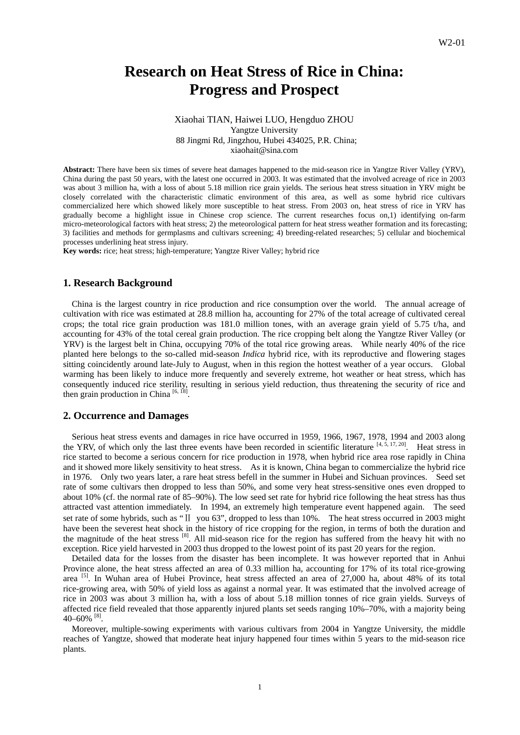# Research on Heat Stress of Rice in China: Progress and Prospect

Xiaohai TIAN, Haiwei LUO, Hengduo ZHOU
Yangtze University
88 Jingmi Rd, Jingzhou, Hubei 434025, P.R. China;
xiaohait@sina.com

**Abstract:** There have been six times of severe heat damages happened to the mid-season rice in Yangtze River Valley (YRV), China during the past 50 years, with the latest one occurred in 2003. It was estimated that the involved acreage of rice in 2003 was about 3 million ha, with a loss of about 5.18 million rice grain yields. The serious heat stress situation in YRV might be closely correlated with the characteristic climatic environment of this area, as well as some hybrid rice cultivars commercialized here which showed likely more susceptible to heat stress. From 2003 on, heat stress of rice in YRV has gradually become a highlight issue in Chinese crop science. The current researches focus on,1) identifying on-farm micro-meteorological factors with heat stress; 2) the meteorological pattern for heat stress weather formation and its forecasting; 3) facilities and methods for germplasms and cultivars screening; 4) breeding-related researches; 5) cellular and biochemical processes underlining heat stress injury.

**Key words:** rice; heat stress; high-temperature; Yangtze River Valley; hybrid rice

## 1. Research Background

China is the largest country in rice production and rice consumption over the world. The annual acreage of cultivation with rice was estimated at 28.8 million ha, accounting for 27% of the total acreage of cultivated cereal crops; the total rice grain production was 181.0 million tones, with an average grain yield of 5.75 t/ha, and accounting for 43% of the total cereal grain production. The rice cropping belt along the Yangtze River Valley (or YRV) is the largest belt in China, occupying 70% of the total rice growing areas. While nearly 40% of the rice planted here belongs to the so-called mid-season *Indica* hybrid rice, with its reproductive and flowering stages sitting coincidently around late-July to August, when in this region the hottest weather of a year occurs. Global warming has been likely to induce more frequently and severely extreme, hot weather or heat stress, which has consequently induced rice sterility, resulting in serious yield reduction, thus threatening the security of rice and then grain production in China [6, 18].

## 2. Occurrence and Damages

Serious heat stress events and damages in rice have occurred in 1959, 1966, 1967, 1978, 1994 and 2003 along the YRV, of which only the last three events have been recorded in scientific literature [4, 5, 17, 20]. Heat stress in rice started to become a serious concern for rice production in 1978, when hybrid rice area rose rapidly in China and it showed more likely sensitivity to heat stress. As it is known, China began to commercialize the hybrid rice in 1976. Only two years later, a rare heat stress befell in the summer in Hubei and Sichuan provinces. Seed set rate of some cultivars then dropped to less than 50%, and some very heat stress-sensitive ones even dropped to about 10% (cf. the normal rate of 85–90%). The low seed set rate for hybrid rice following the heat stress has thus attracted vast attention immediately. In 1994, an extremely high temperature event happened again. The seed set rate of some hybrids, such as "Ⅱ you 63", dropped to less than 10%. The heat stress occurred in 2003 might have been the severest heat shock in the history of rice cropping for the region, in terms of both the duration and the magnitude of the heat stress [8]. All mid-season rice for the region has suffered from the heavy hit with no exception. Rice yield harvested in 2003 thus dropped to the lowest point of its past 20 years for the region.

Detailed data for the losses from the disaster has been incomplete. It was however reported that in Anhui Province alone, the heat stress affected an area of 0.33 million ha, accounting for 17% of its total rice-growing area [5]. In Wuhan area of Hubei Province, heat stress affected an area of 27,000 ha, about 48% of its total rice-growing area, with 50% of yield loss as against a normal year. It was estimated that the involved acreage of rice in 2003 was about 3 million ha, with a loss of about 5.18 million tonnes of rice grain yields. Surveys of affected rice field revealed that those apparently injured plants set seeds ranging 10%–70%, with a majority being 40–60% [8].

Moreover, multiple-sowing experiments with various cultivars from 2004 in Yangtze University, the middle reaches of Yangtze, showed that moderate heat injury happened four times within 5 years to the mid-season rice plants.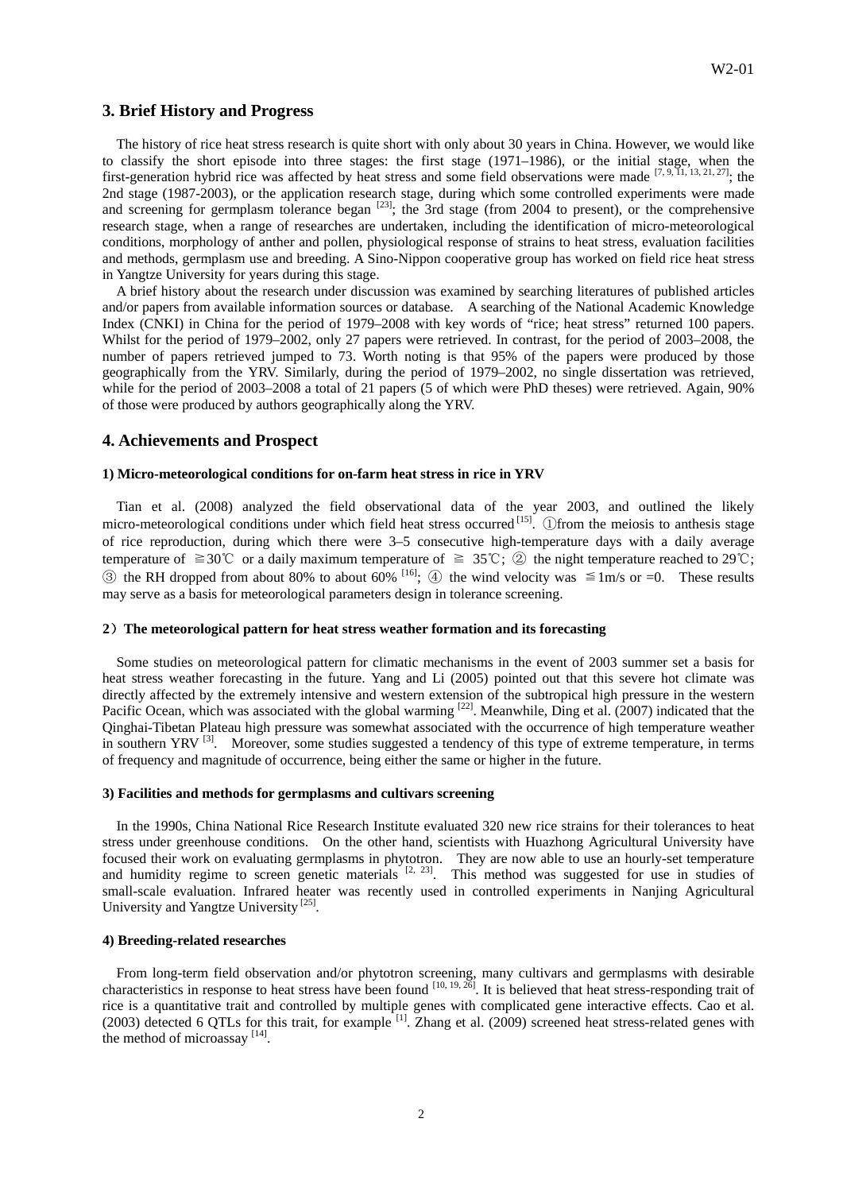## 3. Brief History and Progress

The history of rice heat stress research is quite short with only about 30 years in China. However, we would like to classify the short episode into three stages: the first stage (1971–1986), or the initial stage, when the first-generation hybrid rice was affected by heat stress and some field observations were made [7, 9, 11, 13, 21, 27]; the 2nd stage (1987-2003), or the application research stage, during which some controlled experiments were made and screening for germplasm tolerance began [23]; the 3rd stage (from 2004 to present), or the comprehensive research stage, when a range of researches are undertaken, including the identification of micro-meteorological conditions, morphology of anther and pollen, physiological response of strains to heat stress, evaluation facilities and methods, germplasm use and breeding. A Sino-Nippon cooperative group has worked on field rice heat stress in Yangtze University for years during this stage.

A brief history about the research under discussion was examined by searching literatures of published articles and/or papers from available information sources or database. A searching of the National Academic Knowledge Index (CNKI) in China for the period of 1979–2008 with key words of "rice; heat stress" returned 100 papers. Whilst for the period of 1979–2002, only 27 papers were retrieved. In contrast, for the period of 2003–2008, the number of papers retrieved jumped to 73. Worth noting is that 95% of the papers were produced by those geographically from the YRV. Similarly, during the period of 1979–2002, no single dissertation was retrieved, while for the period of 2003–2008 a total of 21 papers (5 of which were PhD theses) were retrieved. Again, 90% of those were produced by authors geographically along the YRV.

## 4. Achievements and Prospect

#### 1) Micro-meteorological conditions for on-farm heat stress in rice in YRV

Tian et al. (2008) analyzed the field observational data of the year 2003, and outlined the likely micro-meteorological conditions under which field heat stress occurred [15]. ①from the meiosis to anthesis stage of rice reproduction, during which there were 3–5 consecutive high-temperature days with a daily average temperature of ≧30℃ or a daily maximum temperature of ≧ 35℃; ② the night temperature reached to 29℃; ③ the RH dropped from about 80% to about 60% [16]; ④ the wind velocity was ≦1m/s or =0. These results may serve as a basis for meteorological parameters design in tolerance screening.

#### 2）The meteorological pattern for heat stress weather formation and its forecasting

Some studies on meteorological pattern for climatic mechanisms in the event of 2003 summer set a basis for heat stress weather forecasting in the future. Yang and Li (2005) pointed out that this severe hot climate was directly affected by the extremely intensive and western extension of the subtropical high pressure in the western Pacific Ocean, which was associated with the global warming [22]. Meanwhile, Ding et al. (2007) indicated that the Qinghai-Tibetan Plateau high pressure was somewhat associated with the occurrence of high temperature weather in southern YRV [3]. Moreover, some studies suggested a tendency of this type of extreme temperature, in terms of frequency and magnitude of occurrence, being either the same or higher in the future.

#### 3) Facilities and methods for germplasms and cultivars screening

In the 1990s, China National Rice Research Institute evaluated 320 new rice strains for their tolerances to heat stress under greenhouse conditions. On the other hand, scientists with Huazhong Agricultural University have focused their work on evaluating germplasms in phytotron. They are now able to use an hourly-set temperature and humidity regime to screen genetic materials [2, 23]. This method was suggested for use in studies of small-scale evaluation. Infrared heater was recently used in controlled experiments in Nanjing Agricultural University and Yangtze University [25].

#### 4) Breeding-related researches

From long-term field observation and/or phytotron screening, many cultivars and germplasms with desirable characteristics in response to heat stress have been found [10, 19, 26]. It is believed that heat stress-responding trait of rice is a quantitative trait and controlled by multiple genes with complicated gene interactive effects. Cao et al. (2003) detected 6 QTLs for this trait, for example [1]. Zhang et al. (2009) screened heat stress-related genes with the method of microassay [14].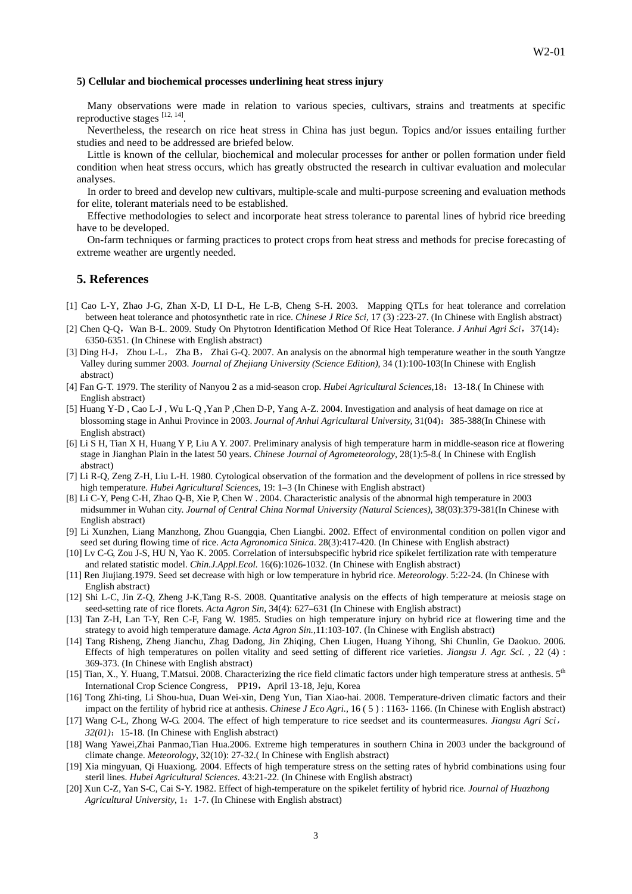### 5) Cellular and biochemical processes underlining heat stress injury

Many observations were made in relation to various species, cultivars, strains and treatments at specific reproductive stages [12, 14].

Nevertheless, the research on rice heat stress in China has just begun. Topics and/or issues entailing further studies and need to be addressed are briefed below.

Little is known of the cellular, biochemical and molecular processes for anther or pollen formation under field condition when heat stress occurs, which has greatly obstructed the research in cultivar evaluation and molecular analyses.

In order to breed and develop new cultivars, multiple-scale and multi-purpose screening and evaluation methods for elite, tolerant materials need to be established.

Effective methodologies to select and incorporate heat stress tolerance to parental lines of hybrid rice breeding have to be developed.

On-farm techniques or farming practices to protect crops from heat stress and methods for precise forecasting of extreme weather are urgently needed.

## 5. References

[1] Cao L-Y, Zhao J-G, Zhan X-D, LI D-L, He L-B, Cheng S-H. 2003. Mapping QTLs for heat tolerance and correlation between heat tolerance and photosynthetic rate in rice. *Chinese J Rice Sci*, 17 (3) :223-27. (In Chinese with English abstract)

[2] Chen Q-Q，Wan B-L. 2009. Study On Phytotron Identification Method Of Rice Heat Tolerance. *J Anhui Agri Sci*，37(14)：6350-6351. (In Chinese with English abstract)

[3] Ding H-J， Zhou L-L， Zha B， Zhai G-Q. 2007. An analysis on the abnormal high temperature weather in the south Yangtze Valley during summer 2003. *Journal of Zhejiang University (Science Edition)*, 34 (1):100-103(In Chinese with English abstract)

[4] Fan G-T. 1979. The sterility of Nanyou 2 as a mid-season crop. *Hubei Agricultural Sciences*,18：13-18.( In Chinese with English abstract)

[5] Huang Y-D , Cao L-J , Wu L-Q ,Yan P ,Chen D-P, Yang A-Z. 2004. Investigation and analysis of heat damage on rice at blossoming stage in Anhui Province in 2003. *Journal of Anhui Agricultural University*, 31(04)：385-388(In Chinese with English abstract)

[6] Li S H, Tian X H, Huang Y P, Liu A Y. 2007. Preliminary analysis of high temperature harm in middle-season rice at flowering stage in Jianghan Plain in the latest 50 years. *Chinese Journal of Agrometeorology*, 28(1):5-8.( In Chinese with English abstract)

[7] Li R-Q, Zeng Z-H, Liu L-H. 1980. Cytological observation of the formation and the development of pollens in rice stressed by high temperature. *Hubei Agricultural Sciences*, 19: 1–3 (In Chinese with English abstract)

[8] Li C-Y, Peng C-H, Zhao Q-B, Xie P, Chen W . 2004. Characteristic analysis of the abnormal high temperature in 2003 midsummer in Wuhan city. *Journal of Central China Normal University (Natural Sciences)*, 38(03):379-381(In Chinese with English abstract)

[9] Li Xunzhen, Liang Manzhong, Zhou Guangqia, Chen Liangbi. 2002. Effect of environmental condition on pollen vigor and seed set during flowing time of rice. *Acta Agronomica Sinica*. 28(3):417-420. (In Chinese with English abstract)

[10] Lv C-G, Zou J-S, HU N, Yao K. 2005. Correlation of intersubspecific hybrid rice spikelet fertilization rate with temperature and related statistic model. *Chin.J.Appl.Ecol*. 16(6):1026-1032. (In Chinese with English abstract)

[11] Ren Jiujiang.1979. Seed set decrease with high or low temperature in hybrid rice. *Meteorology*. 5:22-24. (In Chinese with English abstract)

[12] Shi L-C, Jin Z-Q, Zheng J-K,Tang R-S. 2008. Quantitative analysis on the effects of high temperature at meiosis stage on seed-setting rate of rice florets. *Acta Agron Sin*, 34(4): 627–631 (In Chinese with English abstract)

[13] Tan Z-H, Lan T-Y, Ren C-F, Fang W. 1985. Studies on high temperature injury on hybrid rice at flowering time and the strategy to avoid high temperature damage. *Acta Agron Sin.*,11:103-107. (In Chinese with English abstract)

[14] Tang Risheng, Zheng Jianchu, Zhag Dadong, Jin Zhiqing, Chen Liugen, Huang Yihong, Shi Chunlin, Ge Daokuo. 2006. Effects of high temperatures on pollen vitality and seed setting of different rice varieties. *Jiangsu J. Agr. Sci.* , 22 (4) : 369-373. (In Chinese with English abstract)

[15] Tian, X., Y. Huang, T.Matsui. 2008. Characterizing the rice field climatic factors under high temperature stress at anthesis. 5th International Crop Science Congress, PP19，April 13-18, Jeju, Korea

[16] Tong Zhi-ting, Li Shou-hua, Duan Wei-xin, Deng Yun, Tian Xiao-hai. 2008. Temperature-driven climatic factors and their impact on the fertility of hybrid rice at anthesis. *Chinese J Eco Agri.*, 16 ( 5 ) : 1163- 1166. (In Chinese with English abstract)

[17] Wang C-L, Zhong W-G. 2004. The effect of high temperature to rice seedset and its countermeasures. *Jiangsu Agri Sci，32(01)*：15-18. (In Chinese with English abstract)

[18] Wang Yawei,Zhai Panmao,Tian Hua.2006. Extreme high temperatures in southern China in 2003 under the background of climate change. *Meteorology*, 32(10): 27-32.( In Chinese with English abstract)

[19] Xia mingyuan, Qi Huaxiong. 2004. Effects of high temperature stress on the setting rates of hybrid combinations using four steril lines. *Hubei Agricultural Sciences*. 43:21-22. (In Chinese with English abstract)

[20] Xun C-Z, Yan S-C, Cai S-Y. 1982. Effect of high-temperature on the spikelet fertility of hybrid rice. *Journal of Huazhong Agricultural University*, 1：1-7. (In Chinese with English abstract)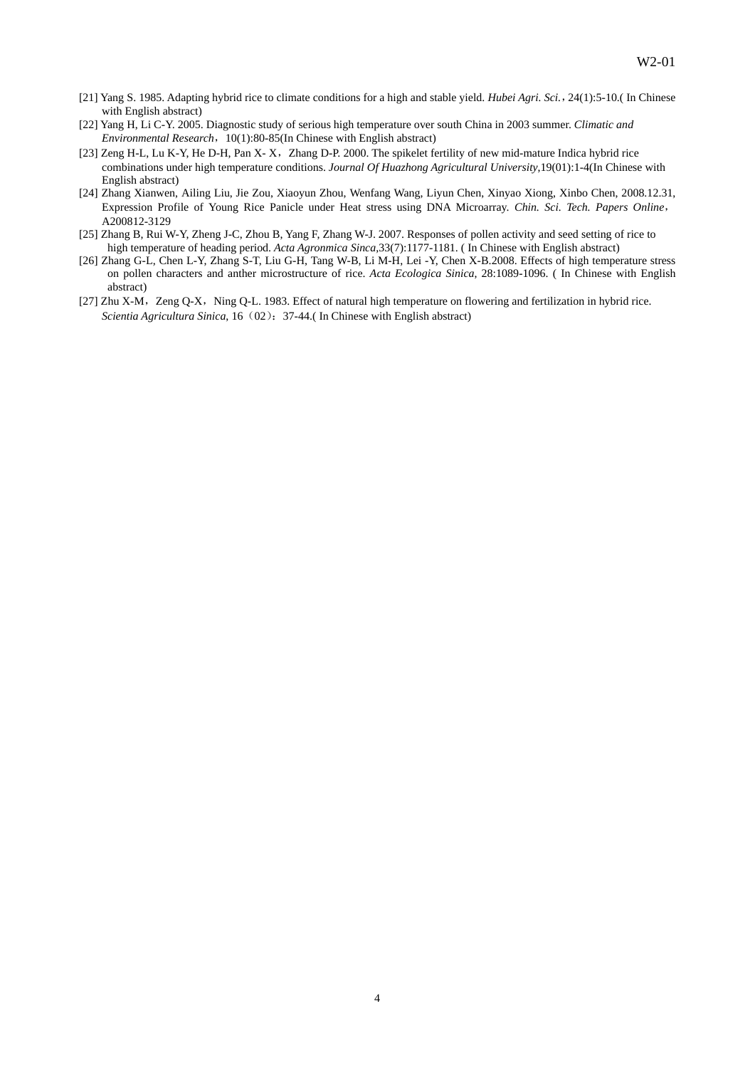[21] Yang S. 1985. Adapting hybrid rice to climate conditions for a high and stable yield. *Hubei Agri. Sci.*，24(1):5-10.( In Chinese with English abstract)

[22] Yang H, Li C-Y. 2005. Diagnostic study of serious high temperature over south China in 2003 summer. *Climatic and Environmental Research*，10(1):80-85(In Chinese with English abstract)

[23] Zeng H-L, Lu K-Y, He D-H, Pan X- X，Zhang D-P. 2000. The spikelet fertility of new mid-mature Indica hybrid rice combinations under high temperature conditions. *Journal Of Huazhong Agricultural University*,19(01):1-4(In Chinese with English abstract)

[24] Zhang Xianwen, Ailing Liu, Jie Zou, Xiaoyun Zhou, Wenfang Wang, Liyun Chen, Xinyao Xiong, Xinbo Chen, 2008.12.31, Expression Profile of Young Rice Panicle under Heat stress using DNA Microarray. *Chin. Sci. Tech. Papers Online*，A200812-3129

[25] Zhang B, Rui W-Y, Zheng J-C, Zhou B, Yang F, Zhang W-J. 2007. Responses of pollen activity and seed setting of rice to high temperature of heading period. *Acta Agronmica Sinca*,33(7):1177-1181. ( In Chinese with English abstract)

[26] Zhang G-L, Chen L-Y, Zhang S-T, Liu G-H, Tang W-B, Li M-H, Lei -Y, Chen X-B.2008. Effects of high temperature stress on pollen characters and anther microstructure of rice. *Acta Ecologica Sinica,* 28:1089-1096. ( In Chinese with English abstract)

[27] Zhu X-M，Zeng Q-X，Ning Q-L. 1983. Effect of natural high temperature on flowering and fertilization in hybrid rice. *Scientia Agricultura Sinica*, 16（02）：37-44.( In Chinese with English abstract)